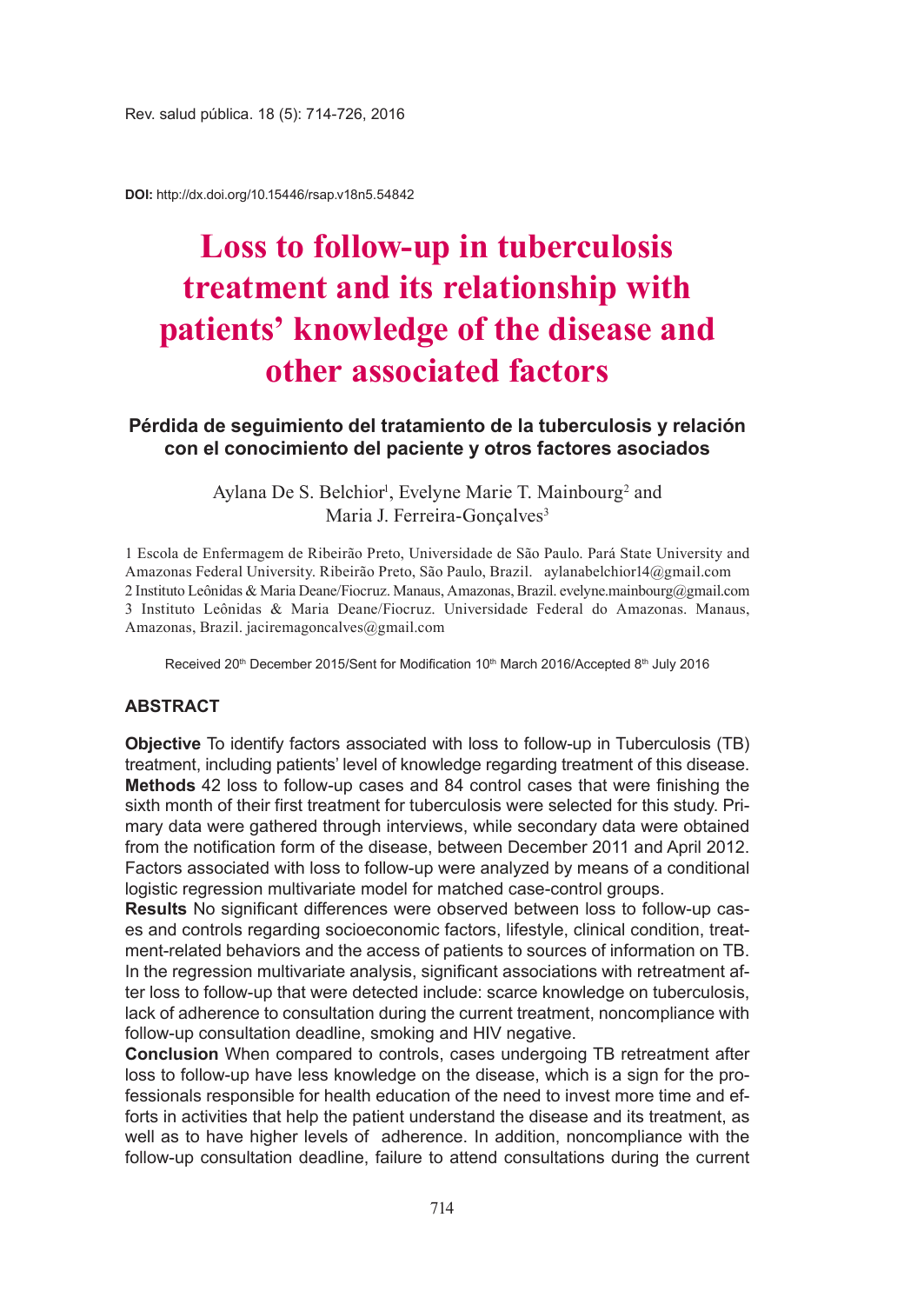DOI: http://dx.doi.org/10.15446/rsap.v18n5.54842

# Loss to follow-up in tuberculosis treatment and its relationship with patients' knowledge of the disease and other associated factors

## Pérdida de seguimiento del tratamiento de la tuberculosis y relación con el conocimiento del paciente y otros factores asociados

Aylana De S. Belchior[1], Evelyne Marie T. Mainbourg[2] and Maria J. Ferreira-Gonçalves[3]

1 Escola de Enfermagem de Ribeirão Preto, Universidade de São Paulo. Pará State University and Amazonas Federal University. Ribeirão Preto, São Paulo, Brazil. aylanabelchior14@gmail.com
2 Instituto Leônidas & Maria Deane/Fiocruz. Manaus, Amazonas, Brazil. evelyne.mainbourg@gmail.com
3 Instituto Leônidas & Maria Deane/Fiocruz. Universidade Federal do Amazonas. Manaus, Amazonas, Brazil. jaciremagoncalves@gmail.com

Received 20th December 2015/Sent for Modification 10th March 2016/Accepted 8th July 2016

### ABSTRACT

**Objective** To identify factors associated with loss to follow-up in Tuberculosis (TB) treatment, including patients' level of knowledge regarding treatment of this disease.
**Methods** 42 loss to follow-up cases and 84 control cases that were finishing the sixth month of their first treatment for tuberculosis were selected for this study. Primary data were gathered through interviews, while secondary data were obtained from the notification form of the disease, between December 2011 and April 2012. Factors associated with loss to follow-up were analyzed by means of a conditional logistic regression multivariate model for matched case-control groups.
**Results** No significant differences were observed between loss to follow-up cases and controls regarding socioeconomic factors, lifestyle, clinical condition, treatment-related behaviors and the access of patients to sources of information on TB. In the regression multivariate analysis, significant associations with retreatment after loss to follow-up that were detected include: scarce knowledge on tuberculosis, lack of adherence to consultation during the current treatment, noncompliance with follow-up consultation deadline, smoking and HIV negative.
**Conclusion** When compared to controls, cases undergoing TB retreatment after loss to follow-up have less knowledge on the disease, which is a sign for the professionals responsible for health education of the need to invest more time and efforts in activities that help the patient understand the disease and its treatment, as well as to have higher levels of adherence. In addition, noncompliance with the follow-up consultation deadline, failure to attend consultations during the current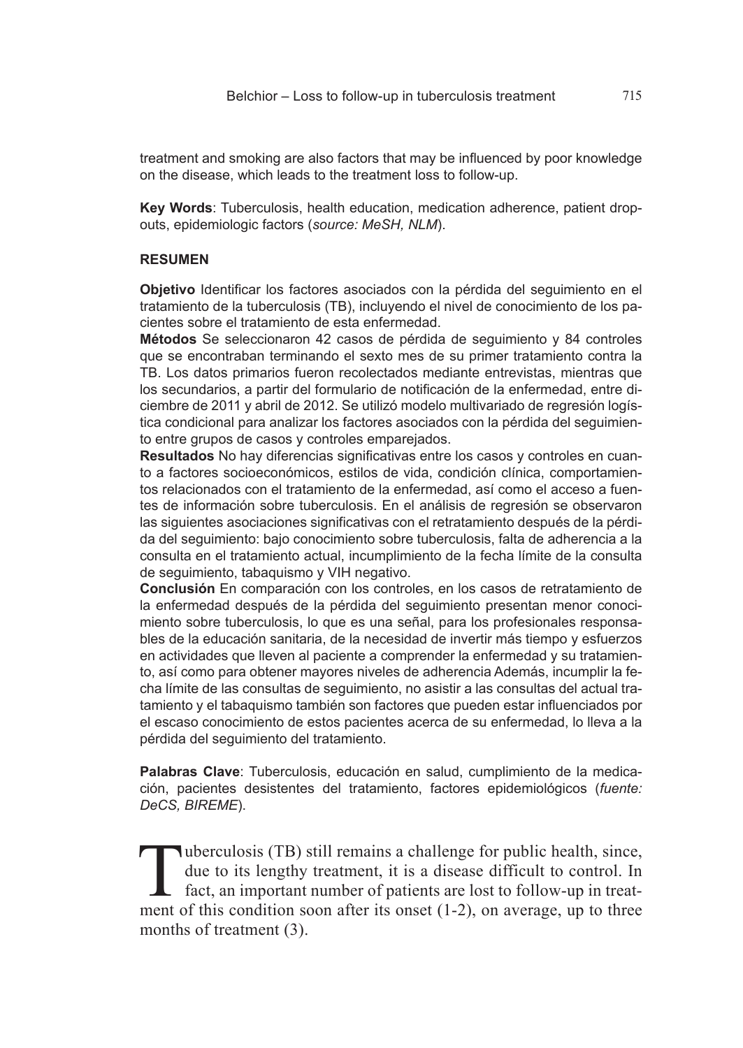treatment and smoking are also factors that may be influenced by poor knowledge on the disease, which leads to the treatment loss to follow-up.

**Key Words**: Tuberculosis, health education, medication adherence, patient drop-outs, epidemiologic factors (*source: MeSH, NLM*).

## RESUMEN

**Objetivo** Identificar los factores asociados con la pérdida del seguimiento en el tratamiento de la tuberculosis (TB), incluyendo el nivel de conocimiento de los pacientes sobre el tratamiento de esta enfermedad.

**Métodos** Se seleccionaron 42 casos de pérdida de seguimiento y 84 controles que se encontraban terminando el sexto mes de su primer tratamiento contra la TB. Los datos primarios fueron recolectados mediante entrevistas, mientras que los secundarios, a partir del formulario de notificación de la enfermedad, entre diciembre de 2011 y abril de 2012. Se utilizó modelo multivariado de regresión logística condicional para analizar los factores asociados con la pérdida del seguimiento entre grupos de casos y controles emparejados.

**Resultados** No hay diferencias significativas entre los casos y controles en cuanto a factores socioeconómicos, estilos de vida, condición clínica, comportamientos relacionados con el tratamiento de la enfermedad, así como el acceso a fuentes de información sobre tuberculosis. En el análisis de regresión se observaron las siguientes asociaciones significativas con el retratamiento después de la pérdida del seguimiento: bajo conocimiento sobre tuberculosis, falta de adherencia a la consulta en el tratamiento actual, incumplimiento de la fecha límite de la consulta de seguimiento, tabaquismo y VIH negativo.

**Conclusión** En comparación con los controles, en los casos de retratamiento de la enfermedad después de la pérdida del seguimiento presentan menor conocimiento sobre tuberculosis, lo que es una señal, para los profesionales responsables de la educación sanitaria, de la necesidad de invertir más tiempo y esfuerzos en actividades que lleven al paciente a comprender la enfermedad y su tratamiento, así como para obtener mayores niveles de adherencia Además, incumplir la fecha límite de las consultas de seguimiento, no asistir a las consultas del actual tratamiento y el tabaquismo también son factores que pueden estar influenciados por el escaso conocimiento de estos pacientes acerca de su enfermedad, lo lleva a la pérdida del seguimiento del tratamiento.

**Palabras Clave**: Tuberculosis, educación en salud, cumplimiento de la medicación, pacientes desistentes del tratamiento, factores epidemiológicos (*fuente: DeCS, BIREME*).

Tuberculosis (TB) still remains a challenge for public health, since, due to its lengthy treatment, it is a disease difficult to control. In fact, an important number of patients are lost to follow-up in treatment of this condition soon after its onset (1-2), on average, up to three months of treatment (3).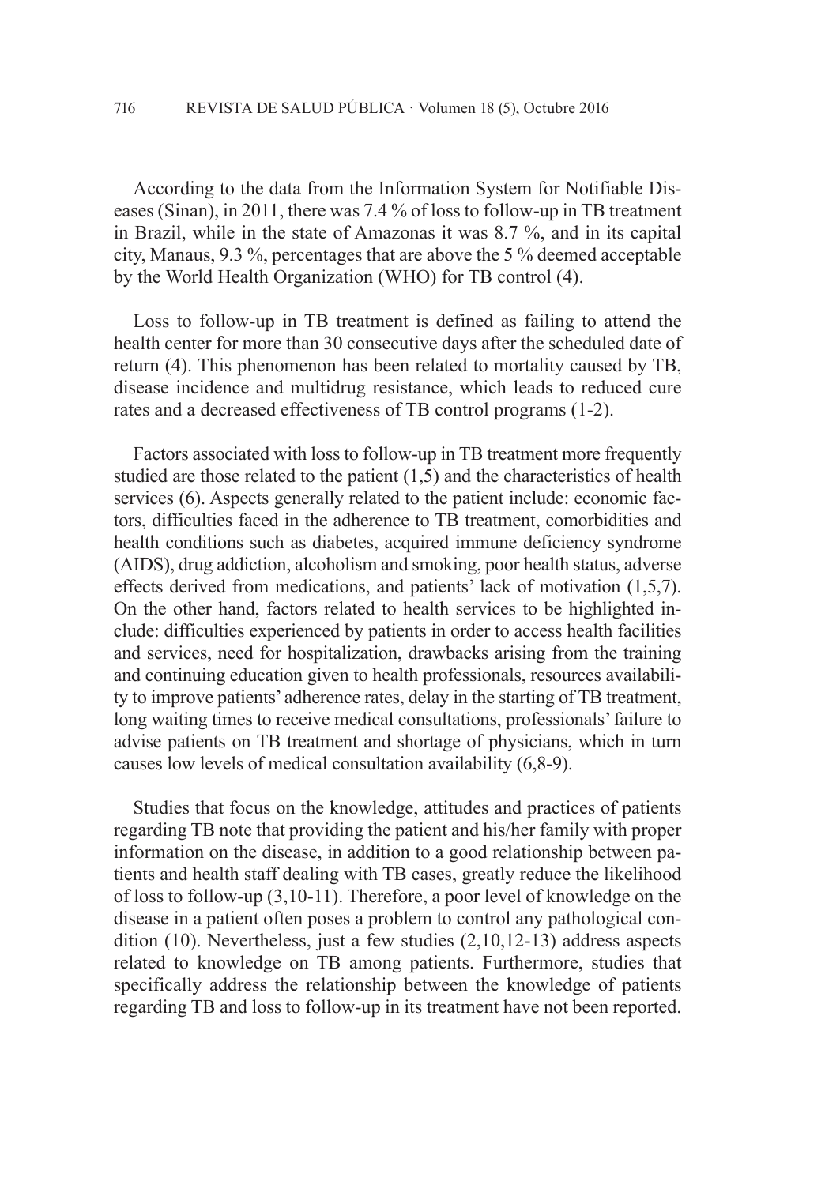According to the data from the Information System for Notifiable Diseases (Sinan), in 2011, there was 7.4 % of loss to follow-up in TB treatment in Brazil, while in the state of Amazonas it was 8.7 %, and in its capital city, Manaus, 9.3 %, percentages that are above the 5 % deemed acceptable by the World Health Organization (WHO) for TB control (4).

Loss to follow-up in TB treatment is defined as failing to attend the health center for more than 30 consecutive days after the scheduled date of return (4). This phenomenon has been related to mortality caused by TB, disease incidence and multidrug resistance, which leads to reduced cure rates and a decreased effectiveness of TB control programs (1-2).

Factors associated with loss to follow-up in TB treatment more frequently studied are those related to the patient (1,5) and the characteristics of health services (6). Aspects generally related to the patient include: economic factors, difficulties faced in the adherence to TB treatment, comorbidities and health conditions such as diabetes, acquired immune deficiency syndrome (AIDS), drug addiction, alcoholism and smoking, poor health status, adverse effects derived from medications, and patients' lack of motivation (1,5,7). On the other hand, factors related to health services to be highlighted include: difficulties experienced by patients in order to access health facilities and services, need for hospitalization, drawbacks arising from the training and continuing education given to health professionals, resources availability to improve patients' adherence rates, delay in the starting of TB treatment, long waiting times to receive medical consultations, professionals' failure to advise patients on TB treatment and shortage of physicians, which in turn causes low levels of medical consultation availability (6,8-9).

Studies that focus on the knowledge, attitudes and practices of patients regarding TB note that providing the patient and his/her family with proper information on the disease, in addition to a good relationship between patients and health staff dealing with TB cases, greatly reduce the likelihood of loss to follow-up (3,10-11). Therefore, a poor level of knowledge on the disease in a patient often poses a problem to control any pathological condition (10). Nevertheless, just a few studies (2,10,12-13) address aspects related to knowledge on TB among patients. Furthermore, studies that specifically address the relationship between the knowledge of patients regarding TB and loss to follow-up in its treatment have not been reported.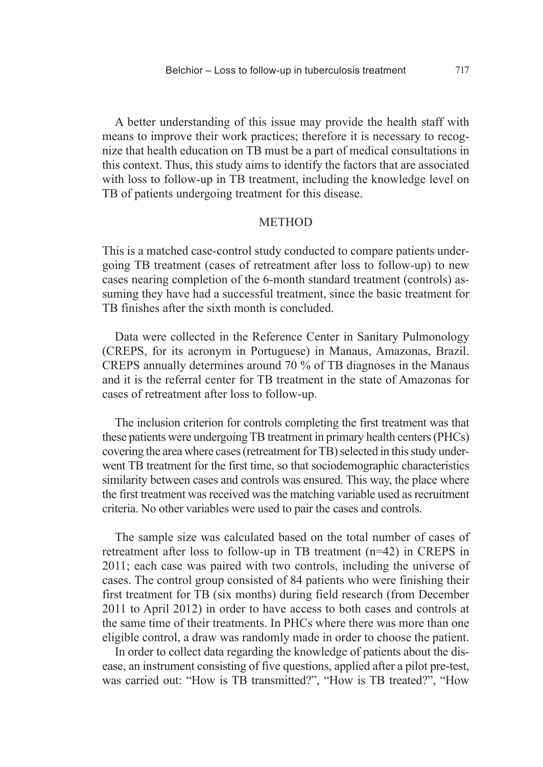A better understanding of this issue may provide the health staff with means to improve their work practices; therefore it is necessary to recognize that health education on TB must be a part of medical consultations in this context. Thus, this study aims to identify the factors that are associated with loss to follow-up in TB treatment, including the knowledge level on TB of patients undergoing treatment for this disease.

## METHOD

This is a matched case-control study conducted to compare patients undergoing TB treatment (cases of retreatment after loss to follow-up) to new cases nearing completion of the 6-month standard treatment (controls) assuming they have had a successful treatment, since the basic treatment for TB finishes after the sixth month is concluded.

Data were collected in the Reference Center in Sanitary Pulmonology (CREPS, for its acronym in Portuguese) in Manaus, Amazonas, Brazil. CREPS annually determines around 70 % of TB diagnoses in the Manaus and it is the referral center for TB treatment in the state of Amazonas for cases of retreatment after loss to follow-up.

The inclusion criterion for controls completing the first treatment was that these patients were undergoing TB treatment in primary health centers (PHCs) covering the area where cases (retreatment for TB) selected in this study underwent TB treatment for the first time, so that sociodemographic characteristics similarity between cases and controls was ensured. This way, the place where the first treatment was received was the matching variable used as recruitment criteria. No other variables were used to pair the cases and controls.

The sample size was calculated based on the total number of cases of retreatment after loss to follow-up in TB treatment (n=42) in CREPS in 2011; each case was paired with two controls, including the universe of cases. The control group consisted of 84 patients who were finishing their first treatment for TB (six months) during field research (from December 2011 to April 2012) in order to have access to both cases and controls at the same time of their treatments. In PHCs where there was more than one eligible control, a draw was randomly made in order to choose the patient.

In order to collect data regarding the knowledge of patients about the disease, an instrument consisting of five questions, applied after a pilot pre-test, was carried out: "How is TB transmitted?", "How is TB treated?", "How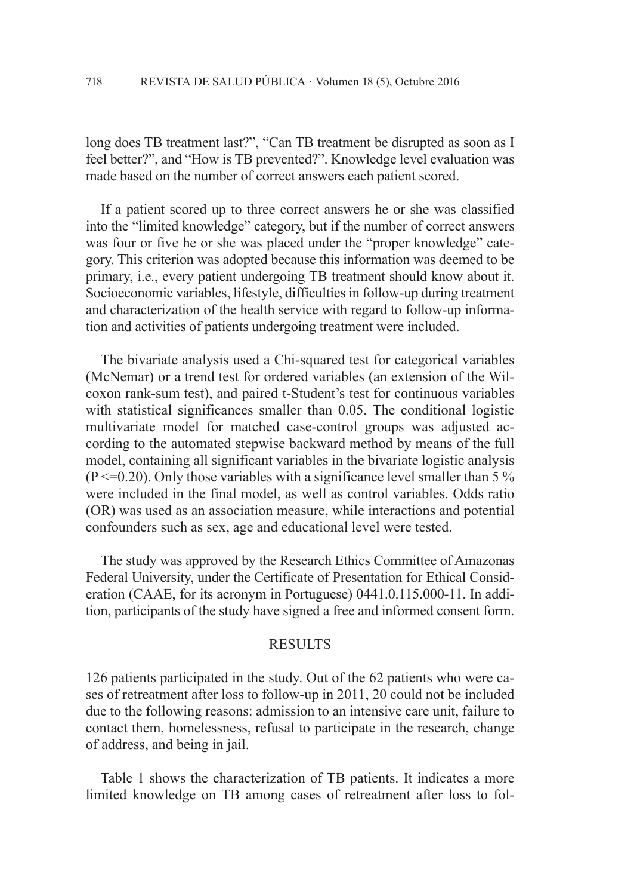long does TB treatment last?", "Can TB treatment be disrupted as soon as I feel better?", and "How is TB prevented?". Knowledge level evaluation was made based on the number of correct answers each patient scored.

If a patient scored up to three correct answers he or she was classified into the "limited knowledge" category, but if the number of correct answers was four or five he or she was placed under the "proper knowledge" category. This criterion was adopted because this information was deemed to be primary, i.e., every patient undergoing TB treatment should know about it. Socioeconomic variables, lifestyle, difficulties in follow-up during treatment and characterization of the health service with regard to follow-up information and activities of patients undergoing treatment were included.

The bivariate analysis used a Chi-squared test for categorical variables (McNemar) or a trend test for ordered variables (an extension of the Wilcoxon rank-sum test), and paired t-Student's test for continuous variables with statistical significances smaller than 0.05. The conditional logistic multivariate model for matched case-control groups was adjusted according to the automated stepwise backward method by means of the full model, containing all significant variables in the bivariate logistic analysis ($P \leq 0.20$). Only those variables with a significance level smaller than 5 % were included in the final model, as well as control variables. Odds ratio (OR) was used as an association measure, while interactions and potential confounders such as sex, age and educational level were tested.

The study was approved by the Research Ethics Committee of Amazonas Federal University, under the Certificate of Presentation for Ethical Consideration (CAAE, for its acronym in Portuguese) 0441.0.115.000-11. In addition, participants of the study have signed a free and informed consent form.

## RESULTS

126 patients participated in the study. Out of the 62 patients who were cases of retreatment after loss to follow-up in 2011, 20 could not be included due to the following reasons: admission to an intensive care unit, failure to contact them, homelessness, refusal to participate in the research, change of address, and being in jail.

Table 1 shows the characterization of TB patients. It indicates a more limited knowledge on TB among cases of retreatment after loss to fol-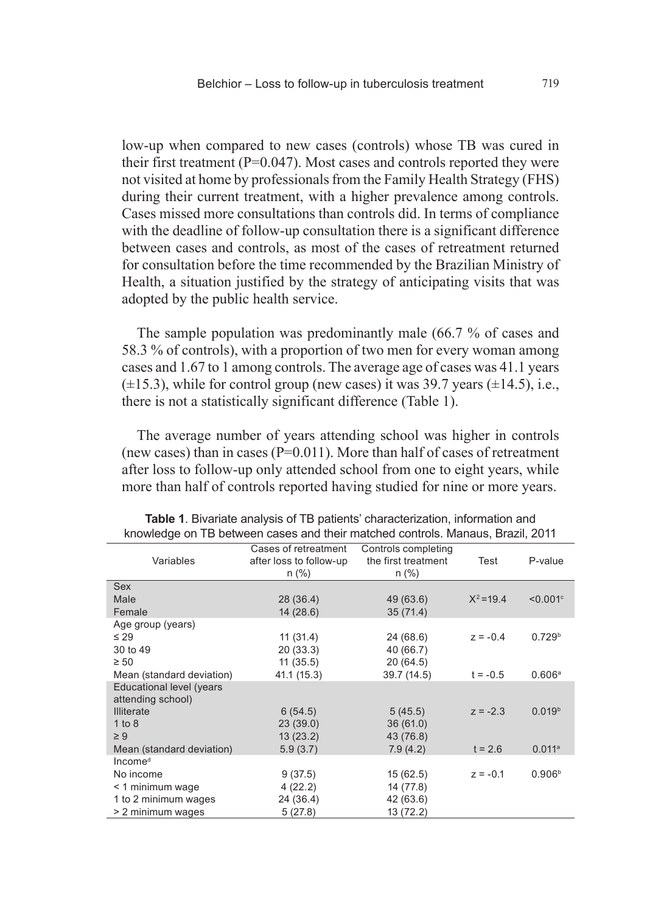low-up when compared to new cases (controls) whose TB was cured in their first treatment (P=0.047). Most cases and controls reported they were not visited at home by professionals from the Family Health Strategy (FHS) during their current treatment, with a higher prevalence among controls. Cases missed more consultations than controls did. In terms of compliance with the deadline of follow-up consultation there is a significant difference between cases and controls, as most of the cases of retreatment returned for consultation before the time recommended by the Brazilian Ministry of Health, a situation justified by the strategy of anticipating visits that was adopted by the public health service.

The sample population was predominantly male (66.7 % of cases and 58.3 % of controls), with a proportion of two men for every woman among cases and 1.67 to 1 among controls. The average age of cases was 41.1 years (±15.3), while for control group (new cases) it was 39.7 years (±14.5), i.e., there is not a statistically significant difference (Table 1).

The average number of years attending school was higher in controls (new cases) than in cases (P=0.011). More than half of cases of retreatment after loss to follow-up only attended school from one to eight years, while more than half of controls reported having studied for nine or more years.

**Table 1**. Bivariate analysis of TB patients' characterization, information and knowledge on TB between cases and their matched controls. Manaus, Brazil, 2011

| Variables | Cases of retreatment after loss to follow-up n (%) | Controls completing the first treatment n (%) | Test | P-value |
|---|---|---|---|---|
| Sex | | | | |
| Male | 28 (36.4) | 49 (63.6) | $X^2$=19.4 | <0.001[c] |
| Female | 14 (28.6) | 35 (71.4) | | |
| Age group (years) | | | | |
| ≤ 29 | 11 (31.4) | 24 (68.6) | z = -0.4 | 0.729[b] |
| 30 to 49 | 20 (33.3) | 40 (66.7) | | |
| ≥ 50 | 11 (35.5) | 20 (64.5) | | |
| Mean (standard deviation) | 41.1 (15.3) | 39.7 (14.5) | t = -0.5 | 0.606[a] |
| Educational level (years attending school) | | | | |
| Illiterate | 6 (54.5) | 5 (45.5) | z = -2.3 | 0.019[b] |
| 1 to 8 | 23 (39.0) | 36 (61.0) | | |
| ≥ 9 | 13 (23.2) | 43 (76.8) | | |
| Mean (standard deviation) | 5.9 (3.7) | 7.9 (4.2) | t = 2.6 | 0.011[a] |
| Income[d] | | | | |
| No income | 9 (37.5) | 15 (62.5) | z = -0.1 | 0.906[b] |
| < 1 minimum wage | 4 (22.2) | 14 (77.8) | | |
| 1 to 2 minimum wages | 24 (36.4) | 42 (63.6) | | |
| > 2 minimum wages | 5 (27.8) | 13 (72.2) | | |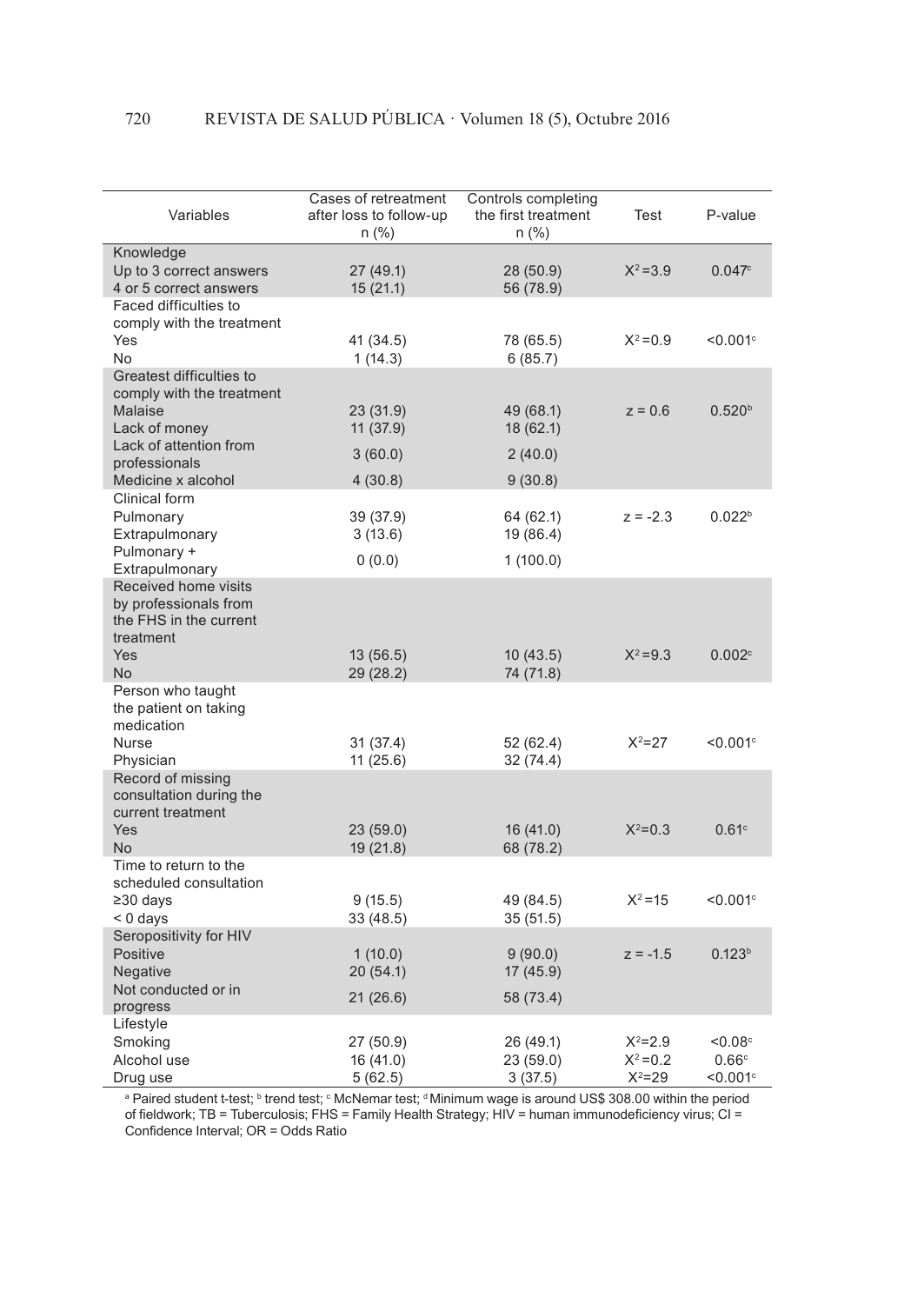| Variables | Cases of retreatment after loss to follow-up n (%) | Controls completing the first treatment n (%) | Test | P-value |
|---|---|---|---|---|
| Knowledge | | | | |
| Up to 3 correct answers | 27 (49.1) | 28 (50.9) | $X^2$=3.9 | 0.047[c] |
| 4 or 5 correct answers | 15 (21.1) | 56 (78.9) | | |
| Faced difficulties to comply with the treatment | | | | |
| Yes | 41 (34.5) | 78 (65.5) | $X^2$=0.9 | <0.001[c] |
| No | 1 (14.3) | 6 (85.7) | | |
| Greatest difficulties to comply with the treatment | | | | |
| Malaise | 23 (31.9) | 49 (68.1) | z = 0.6 | 0.520[b] |
| Lack of money | 11 (37.9) | 18 (62.1) | | |
| Lack of attention from professionals | 3 (60.0) | 2 (40.0) | | |
| Medicine x alcohol | 4 (30.8) | 9 (30.8) | | |
| Clinical form | | | | |
| Pulmonary | 39 (37.9) | 64 (62.1) | z = -2.3 | 0.022[b] |
| Extrapulmonary | 3 (13.6) | 19 (86.4) | | |
| Pulmonary + Extrapulmonary | 0 (0.0) | 1 (100.0) | | |
| Received home visits by professionals from the FHS in the current treatment | | | | |
| Yes | 13 (56.5) | 10 (43.5) | $X^2$=9.3 | 0.002[c] |
| No | 29 (28.2) | 74 (71.8) | | |
| Person who taught the patient on taking medication | | | | |
| Nurse | 31 (37.4) | 52 (62.4) | $X^2$=27 | <0.001[c] |
| Physician | 11 (25.6) | 32 (74.4) | | |
| Record of missing consultation during the current treatment | | | | |
| Yes | 23 (59.0) | 16 (41.0) | $X^2$=0.3 | 0.61[c] |
| No | 19 (21.8) | 68 (78.2) | | |
| Time to return to the scheduled consultation | | | | |
| ≥30 days | 9 (15.5) | 49 (84.5) | $X^2$=15 | <0.001[c] |
| < 0 days | 33 (48.5) | 35 (51.5) | | |
| Seropositivity for HIV | | | | |
| Positive | 1 (10.0) | 9 (90.0) | z = -1.5 | 0.123[b] |
| Negative | 20 (54.1) | 17 (45.9) | | |
| Not conducted or in progress | 21 (26.6) | 58 (73.4) | | |
| Lifestyle | | | | |
| Smoking | 27 (50.9) | 26 (49.1) | $X^2$=2.9 | <0.08[c] |
| Alcohol use | 16 (41.0) | 23 (59.0) | $X^2$=0.2 | 0.66[c] |
| Drug use | 5 (62.5) | 3 (37.5) | $X^2$=29 | <0.001[c] |

[a] Paired student t-test; [b] trend test; [c] McNemar test; [d] Minimum wage is around US$ 308.00 within the period of fieldwork; TB = Tuberculosis; FHS = Family Health Strategy; HIV = human immunodeficiency virus; CI = Confidence Interval; OR = Odds Ratio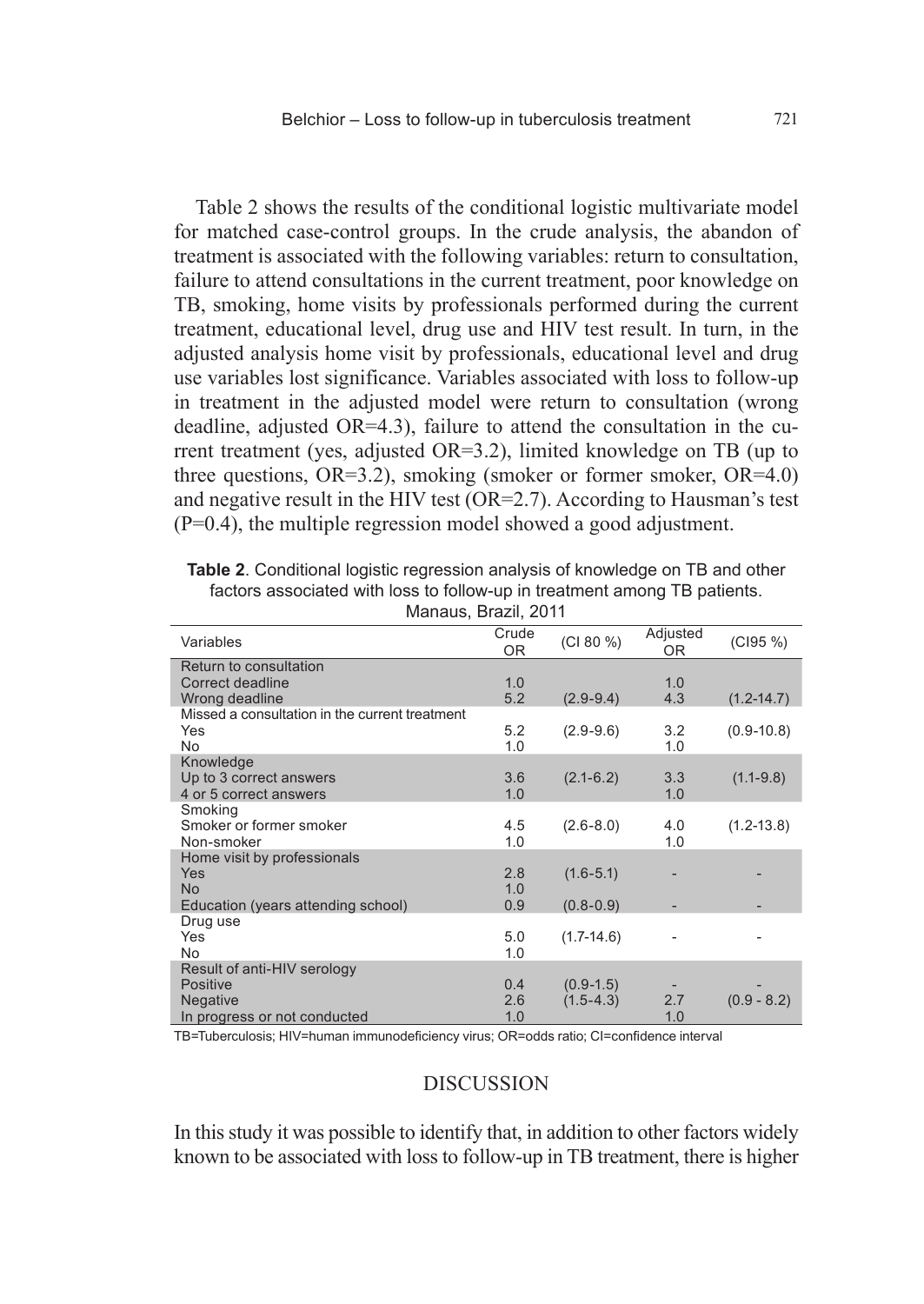Table 2 shows the results of the conditional logistic multivariate model for matched case-control groups. In the crude analysis, the abandon of treatment is associated with the following variables: return to consultation, failure to attend consultations in the current treatment, poor knowledge on TB, smoking, home visits by professionals performed during the current treatment, educational level, drug use and HIV test result. In turn, in the adjusted analysis home visit by professionals, educational level and drug use variables lost significance. Variables associated with loss to follow-up in treatment in the adjusted model were return to consultation (wrong deadline, adjusted OR=4.3), failure to attend the consultation in the current treatment (yes, adjusted OR=3.2), limited knowledge on TB (up to three questions, OR=3.2), smoking (smoker or former smoker, OR=4.0) and negative result in the HIV test (OR=2.7). According to Hausman's test (P=0.4), the multiple regression model showed a good adjustment.

**Table 2**. Conditional logistic regression analysis of knowledge on TB and other factors associated with loss to follow-up in treatment among TB patients. Manaus, Brazil, 2011

| Variables | Crude OR | (CI 80 %) | Adjusted OR | (CI95 %) |
|---|---|---|---|---|
| Return to consultation | | | | |
| Correct deadline | 1.0 | | 1.0 | |
| Wrong deadline | 5.2 | (2.9-9.4) | 4.3 | (1.2-14.7) |
| Missed a consultation in the current treatment | | | | |
| Yes | 5.2 | (2.9-9.6) | 3.2 | (0.9-10.8) |
| No | 1.0 | | 1.0 | |
| Knowledge | | | | |
| Up to 3 correct answers | 3.6 | (2.1-6.2) | 3.3 | (1.1-9.8) |
| 4 or 5 correct answers | 1.0 | | 1.0 | |
| Smoking | | | | |
| Smoker or former smoker | 4.5 | (2.6-8.0) | 4.0 | (1.2-13.8) |
| Non-smoker | 1.0 | | 1.0 | |
| Home visit by professionals | | | | |
| Yes | 2.8 | (1.6-5.1) | - | - |
| No | 1.0 | | | |
| Education (years attending school) | 0.9 | (0.8-0.9) | - | - |
| Drug use | | | | |
| Yes | 5.0 | (1.7-14.6) | - | - |
| No | 1.0 | | | |
| Result of anti-HIV serology | | | | |
| Positive | 0.4 | (0.9-1.5) | - | - |
| Negative | 2.6 | (1.5-4.3) | 2.7 | (0.9 - 8.2) |
| In progress or not conducted | 1.0 | | 1.0 | |

TB=Tuberculosis; HIV=human immunodeficiency virus; OR=odds ratio; CI=confidence interval

## DISCUSSION

In this study it was possible to identify that, in addition to other factors widely known to be associated with loss to follow-up in TB treatment, there is higher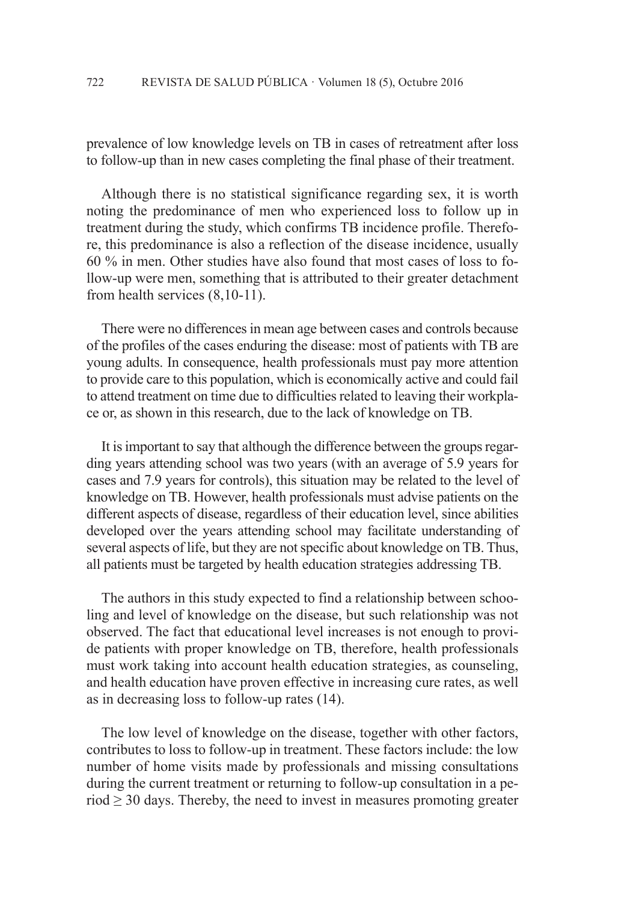prevalence of low knowledge levels on TB in cases of retreatment after loss to follow-up than in new cases completing the final phase of their treatment.

Although there is no statistical significance regarding sex, it is worth noting the predominance of men who experienced loss to follow up in treatment during the study, which confirms TB incidence profile. Therefore, this predominance is also a reflection of the disease incidence, usually 60 % in men. Other studies have also found that most cases of loss to follow-up were men, something that is attributed to their greater detachment from health services (8,10-11).

There were no differences in mean age between cases and controls because of the profiles of the cases enduring the disease: most of patients with TB are young adults. In consequence, health professionals must pay more attention to provide care to this population, which is economically active and could fail to attend treatment on time due to difficulties related to leaving their workplace or, as shown in this research, due to the lack of knowledge on TB.

It is important to say that although the difference between the groups regarding years attending school was two years (with an average of 5.9 years for cases and 7.9 years for controls), this situation may be related to the level of knowledge on TB. However, health professionals must advise patients on the different aspects of disease, regardless of their education level, since abilities developed over the years attending school may facilitate understanding of several aspects of life, but they are not specific about knowledge on TB. Thus, all patients must be targeted by health education strategies addressing TB.

The authors in this study expected to find a relationship between schooling and level of knowledge on the disease, but such relationship was not observed. The fact that educational level increases is not enough to provide patients with proper knowledge on TB, therefore, health professionals must work taking into account health education strategies, as counseling, and health education have proven effective in increasing cure rates, as well as in decreasing loss to follow-up rates (14).

The low level of knowledge on the disease, together with other factors, contributes to loss to follow-up in treatment. These factors include: the low number of home visits made by professionals and missing consultations during the current treatment or returning to follow-up consultation in a period $\geq$ 30 days. Thereby, the need to invest in measures promoting greater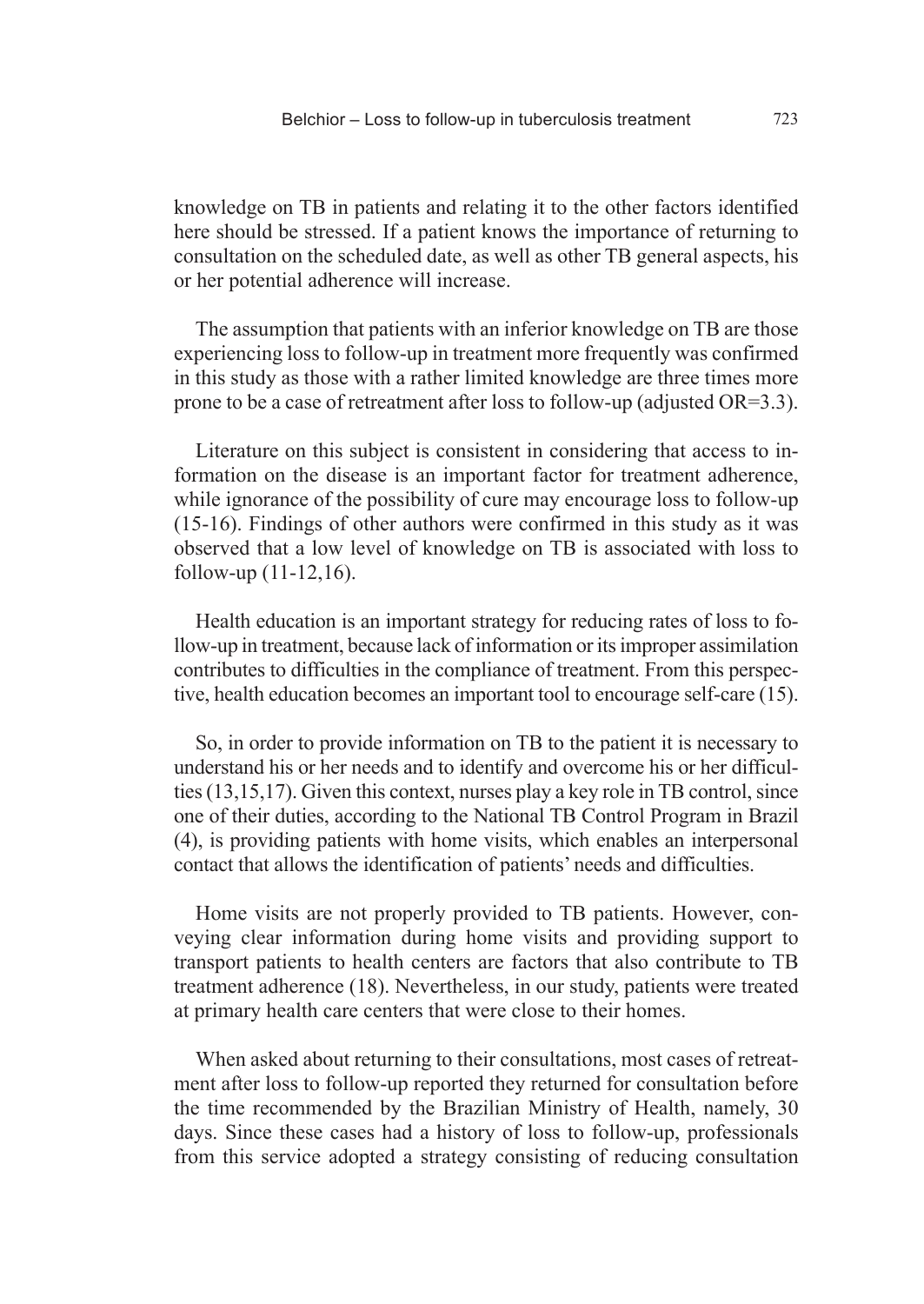knowledge on TB in patients and relating it to the other factors identified here should be stressed. If a patient knows the importance of returning to consultation on the scheduled date, as well as other TB general aspects, his or her potential adherence will increase.

The assumption that patients with an inferior knowledge on TB are those experiencing loss to follow-up in treatment more frequently was confirmed in this study as those with a rather limited knowledge are three times more prone to be a case of retreatment after loss to follow-up (adjusted OR=3.3).

Literature on this subject is consistent in considering that access to information on the disease is an important factor for treatment adherence, while ignorance of the possibility of cure may encourage loss to follow-up (15-16). Findings of other authors were confirmed in this study as it was observed that a low level of knowledge on TB is associated with loss to follow-up (11-12,16).

Health education is an important strategy for reducing rates of loss to follow-up in treatment, because lack of information or its improper assimilation contributes to difficulties in the compliance of treatment. From this perspective, health education becomes an important tool to encourage self-care (15).

So, in order to provide information on TB to the patient it is necessary to understand his or her needs and to identify and overcome his or her difficulties (13,15,17). Given this context, nurses play a key role in TB control, since one of their duties, according to the National TB Control Program in Brazil (4), is providing patients with home visits, which enables an interpersonal contact that allows the identification of patients' needs and difficulties.

Home visits are not properly provided to TB patients. However, conveying clear information during home visits and providing support to transport patients to health centers are factors that also contribute to TB treatment adherence (18). Nevertheless, in our study, patients were treated at primary health care centers that were close to their homes.

When asked about returning to their consultations, most cases of retreatment after loss to follow-up reported they returned for consultation before the time recommended by the Brazilian Ministry of Health, namely, 30 days. Since these cases had a history of loss to follow-up, professionals from this service adopted a strategy consisting of reducing consultation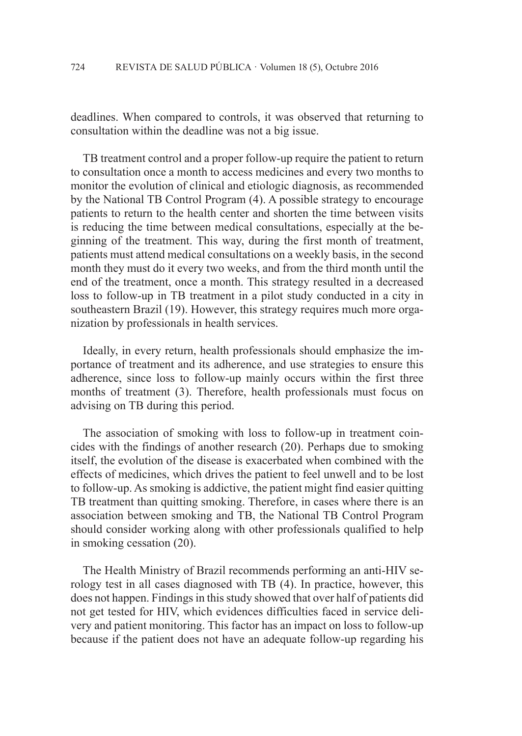deadlines. When compared to controls, it was observed that returning to consultation within the deadline was not a big issue.

TB treatment control and a proper follow-up require the patient to return to consultation once a month to access medicines and every two months to monitor the evolution of clinical and etiologic diagnosis, as recommended by the National TB Control Program (4). A possible strategy to encourage patients to return to the health center and shorten the time between visits is reducing the time between medical consultations, especially at the beginning of the treatment. This way, during the first month of treatment, patients must attend medical consultations on a weekly basis, in the second month they must do it every two weeks, and from the third month until the end of the treatment, once a month. This strategy resulted in a decreased loss to follow-up in TB treatment in a pilot study conducted in a city in southeastern Brazil (19). However, this strategy requires much more organization by professionals in health services.

Ideally, in every return, health professionals should emphasize the importance of treatment and its adherence, and use strategies to ensure this adherence, since loss to follow-up mainly occurs within the first three months of treatment (3). Therefore, health professionals must focus on advising on TB during this period.

The association of smoking with loss to follow-up in treatment coincides with the findings of another research (20). Perhaps due to smoking itself, the evolution of the disease is exacerbated when combined with the effects of medicines, which drives the patient to feel unwell and to be lost to follow-up. As smoking is addictive, the patient might find easier quitting TB treatment than quitting smoking. Therefore, in cases where there is an association between smoking and TB, the National TB Control Program should consider working along with other professionals qualified to help in smoking cessation (20).

The Health Ministry of Brazil recommends performing an anti-HIV serology test in all cases diagnosed with TB (4). In practice, however, this does not happen. Findings in this study showed that over half of patients did not get tested for HIV, which evidences difficulties faced in service delivery and patient monitoring. This factor has an impact on loss to follow-up because if the patient does not have an adequate follow-up regarding his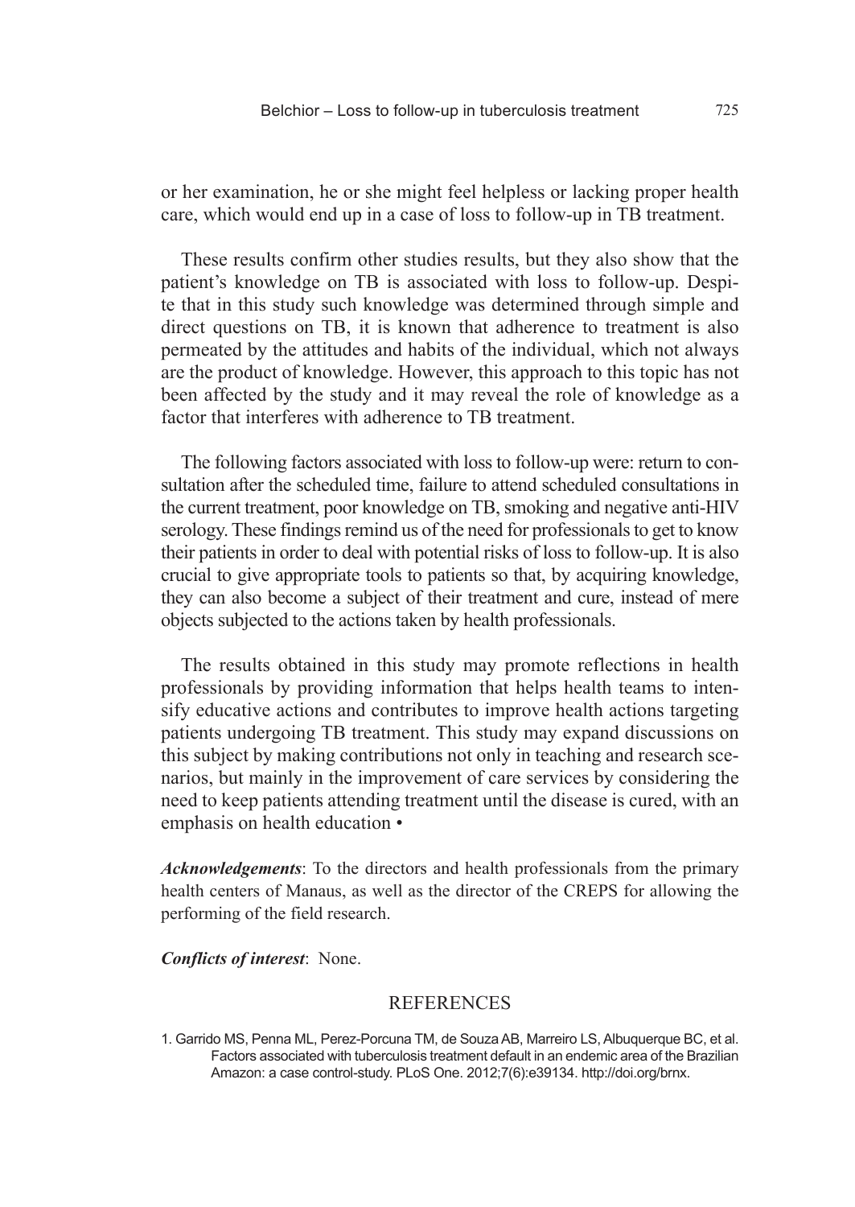or her examination, he or she might feel helpless or lacking proper health care, which would end up in a case of loss to follow-up in TB treatment.

These results confirm other studies results, but they also show that the patient's knowledge on TB is associated with loss to follow-up. Despite that in this study such knowledge was determined through simple and direct questions on TB, it is known that adherence to treatment is also permeated by the attitudes and habits of the individual, which not always are the product of knowledge. However, this approach to this topic has not been affected by the study and it may reveal the role of knowledge as a factor that interferes with adherence to TB treatment.

The following factors associated with loss to follow-up were: return to consultation after the scheduled time, failure to attend scheduled consultations in the current treatment, poor knowledge on TB, smoking and negative anti-HIV serology. These findings remind us of the need for professionals to get to know their patients in order to deal with potential risks of loss to follow-up. It is also crucial to give appropriate tools to patients so that, by acquiring knowledge, they can also become a subject of their treatment and cure, instead of mere objects subjected to the actions taken by health professionals.

The results obtained in this study may promote reflections in health professionals by providing information that helps health teams to intensify educative actions and contributes to improve health actions targeting patients undergoing TB treatment. This study may expand discussions on this subject by making contributions not only in teaching and research scenarios, but mainly in the improvement of care services by considering the need to keep patients attending treatment until the disease is cured, with an emphasis on health education •

***Acknowledgements***: To the directors and health professionals from the primary health centers of Manaus, as well as the director of the CREPS for allowing the performing of the field research.

***Conflicts of interest***: None.

## REFERENCES

1. Garrido MS, Penna ML, Perez-Porcuna TM, de Souza AB, Marreiro LS, Albuquerque BC, et al. Factors associated with tuberculosis treatment default in an endemic area of the Brazilian Amazon: a case control-study. PLoS One. 2012;7(6):e39134. http://doi.org/brnx.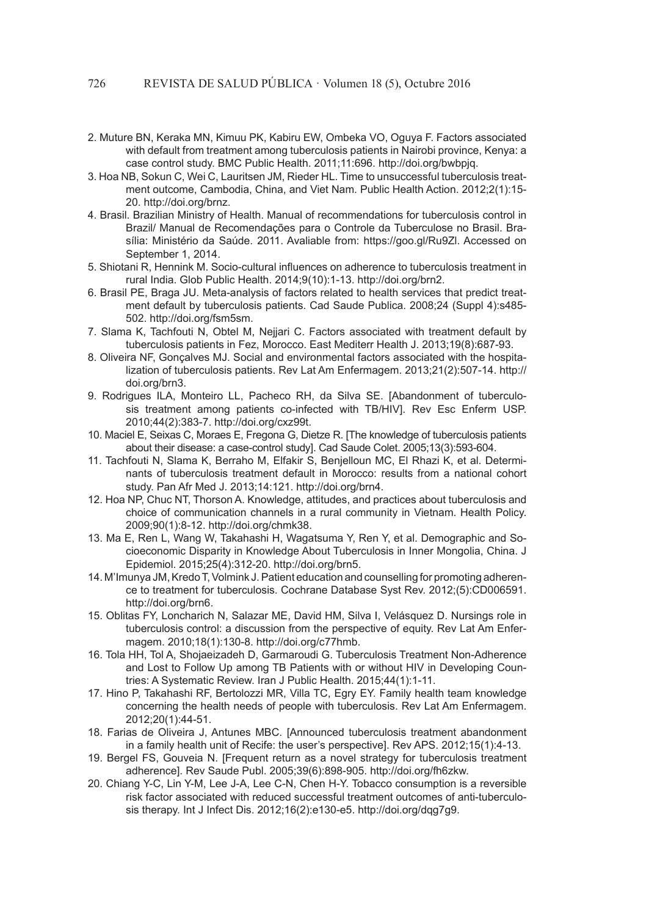2. Muture BN, Keraka MN, Kimuu PK, Kabiru EW, Ombeka VO, Oguya F. Factors associated with default from treatment among tuberculosis patients in Nairobi province, Kenya: a case control study. BMC Public Health. 2011;11:696. http://doi.org/bwbpjq.
3. Hoa NB, Sokun C, Wei C, Lauritsen JM, Rieder HL. Time to unsuccessful tuberculosis treatment outcome, Cambodia, China, and Viet Nam. Public Health Action. 2012;2(1):15-20. http://doi.org/brnz.
4. Brasil. Brazilian Ministry of Health. Manual of recommendations for tuberculosis control in Brazil/ Manual de Recomendações para o Controle da Tuberculose no Brasil. Brasília: Ministério da Saúde. 2011. Avaliable from: https://goo.gl/Ru9Zl. Accessed on September 1, 2014.
5. Shiotani R, Hennink M. Socio-cultural influences on adherence to tuberculosis treatment in rural India. Glob Public Health. 2014;9(10):1-13. http://doi.org/brn2.
6. Brasil PE, Braga JU. Meta-analysis of factors related to health services that predict treatment default by tuberculosis patients. Cad Saude Publica. 2008;24 (Suppl 4):s485-502. http://doi.org/fsm5sm.
7. Slama K, Tachfouti N, Obtel M, Nejjari C. Factors associated with treatment default by tuberculosis patients in Fez, Morocco. East Mediterr Health J. 2013;19(8):687-93.
8. Oliveira NF, Gonçalves MJ. Social and environmental factors associated with the hospitalization of tuberculosis patients. Rev Lat Am Enfermagem. 2013;21(2):507-14. http://doi.org/brn3.
9. Rodrigues ILA, Monteiro LL, Pacheco RH, da Silva SE. [Abandonment of tuberculosis treatment among patients co-infected with TB/HIV]. Rev Esc Enferm USP. 2010;44(2):383-7. http://doi.org/cxz99t.
10. Maciel E, Seixas C, Moraes E, Fregona G, Dietze R. [The knowledge of tuberculosis patients about their disease: a case-control study]. Cad Saude Colet. 2005;13(3):593-604.
11. Tachfouti N, Slama K, Berraho M, Elfakir S, Benjelloun MC, El Rhazi K, et al. Determinants of tuberculosis treatment default in Morocco: results from a national cohort study. Pan Afr Med J. 2013;14:121. http://doi.org/brn4.
12. Hoa NP, Chuc NT, Thorson A. Knowledge, attitudes, and practices about tuberculosis and choice of communication channels in a rural community in Vietnam. Health Policy. 2009;90(1):8-12. http://doi.org/chmk38.
13. Ma E, Ren L, Wang W, Takahashi H, Wagatsuma Y, Ren Y, et al. Demographic and Socioeconomic Disparity in Knowledge About Tuberculosis in Inner Mongolia, China. J Epidemiol. 2015;25(4):312-20. http://doi.org/brn5.
14. M'Imunya JM, Kredo T, Volmink J. Patient education and counselling for promoting adherence to treatment for tuberculosis. Cochrane Database Syst Rev. 2012;(5):CD006591. http://doi.org/brn6.
15. Oblitas FY, Loncharich N, Salazar ME, David HM, Silva I, Velásquez D. Nursings role in tuberculosis control: a discussion from the perspective of equity. Rev Lat Am Enfermagem. 2010;18(1):130-8. http://doi.org/c77hmb.
16. Tola HH, Tol A, Shojaeizadeh D, Garmaroudi G. Tuberculosis Treatment Non-Adherence and Lost to Follow Up among TB Patients with or without HIV in Developing Countries: A Systematic Review. Iran J Public Health. 2015;44(1):1-11.
17. Hino P, Takahashi RF, Bertolozzi MR, Villa TC, Egry EY. Family health team knowledge concerning the health needs of people with tuberculosis. Rev Lat Am Enfermagem. 2012;20(1):44-51.
18. Farias de Oliveira J, Antunes MBC. [Announced tuberculosis treatment abandonment in a family health unit of Recife: the user's perspective]. Rev APS. 2012;15(1):4-13.
19. Bergel FS, Gouveia N. [Frequent return as a novel strategy for tuberculosis treatment adherence]. Rev Saude Publ. 2005;39(6):898-905. http://doi.org/fh6zkw.
20. Chiang Y-C, Lin Y-M, Lee J-A, Lee C-N, Chen H-Y. Tobacco consumption is a reversible risk factor associated with reduced successful treatment outcomes of anti-tuberculosis therapy. Int J Infect Dis. 2012;16(2):e130-e5. http://doi.org/dqg7g9.